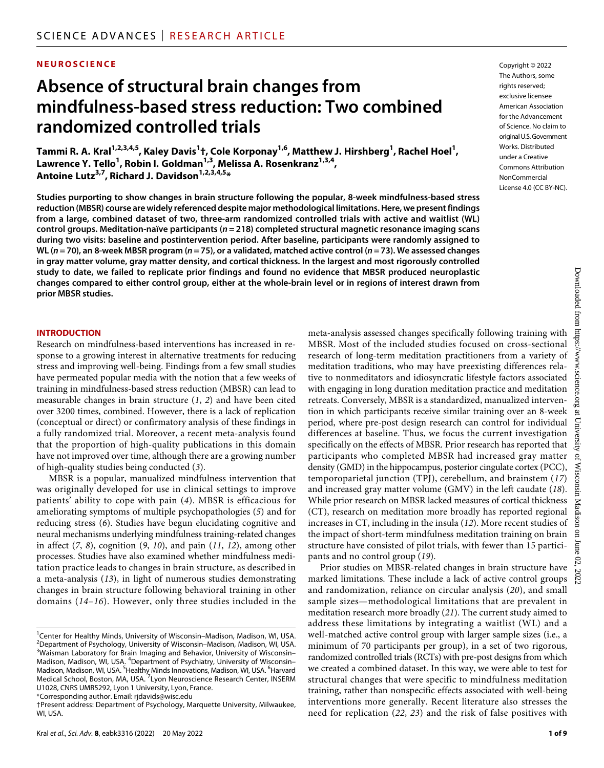NEUROSCIENCE

# Absence of structural brain changes from mindfulness-based stress reduction: Two combined randomized controlled trials

Tammi R. A. Kral[1,2,3,4,5], Kaley Davis[1]†, Cole Korponay[1,6], Matthew J. Hirshberg[1], Rachel Hoel[1], Lawrence Y. Tello[1], Robin I. Goldman[1,3], Melissa A. Rosenkranz[1,3,4], Antoine Lutz[3,7], Richard J. Davidson[1,2,3,4,5]*

Copyright © 2022 The Authors, some rights reserved; exclusive licensee American Association for the Advancement of Science. No claim to original U.S. Government Works. Distributed under a Creative Commons Attribution NonCommercial License 4.0 (CC BY-NC).

**Studies purporting to show changes in brain structure following the popular, 8-week mindfulness-based stress reduction (MBSR) course are widely referenced despite major methodological limitations. Here, we present findings from a large, combined dataset of two, three-arm randomized controlled trials with active and waitlist (WL) control groups. Meditation-naïve participants ($n = 218$) completed structural magnetic resonance imaging scans during two visits: baseline and postintervention period. After baseline, participants were randomly assigned to WL ($n = 70$), an 8-week MBSR program ($n = 75$), or a validated, matched active control ($n = 73$). We assessed changes in gray matter volume, gray matter density, and cortical thickness. In the largest and most rigorously controlled study to date, we failed to replicate prior findings and found no evidence that MBSR produced neuroplastic changes compared to either control group, either at the whole-brain level or in regions of interest drawn from prior MBSR studies.**

## INTRODUCTION

Research on mindfulness-based interventions has increased in response to a growing interest in alternative treatments for reducing stress and improving well-being. Findings from a few small studies have permeated popular media with the notion that a few weeks of training in mindfulness-based stress reduction (MBSR) can lead to measurable changes in brain structure (*1*, *2*) and have been cited over 3200 times, combined. However, there is a lack of replication (conceptual or direct) or confirmatory analysis of these findings in a fully randomized trial. Moreover, a recent meta-analysis found that the proportion of high-quality publications in this domain have not improved over time, although there are a growing number of high-quality studies being conducted (*3*).

MBSR is a popular, manualized mindfulness intervention that was originally developed for use in clinical settings to improve patients' ability to cope with pain (*4*). MBSR is efficacious for ameliorating symptoms of multiple psychopathologies (*5*) and for reducing stress (*6*). Studies have begun elucidating cognitive and neural mechanisms underlying mindfulness training-related changes in affect (*7*, *8*), cognition (*9*, *10*), and pain (*11*, *12*), among other processes. Studies have also examined whether mindfulness meditation practice leads to changes in brain structure, as described in a meta-analysis (*13*), in light of numerous studies demonstrating changes in brain structure following behavioral training in other domains (*14*–*16*). However, only three studies included in the meta-analysis assessed changes specifically following training with MBSR. Most of the included studies focused on cross-sectional research of long-term meditation practitioners from a variety of meditation traditions, who may have preexisting differences relative to nonmeditators and idiosyncratic lifestyle factors associated with engaging in long duration meditation practice and meditation retreats. Conversely, MBSR is a standardized, manualized intervention in which participants receive similar training over an 8-week period, where pre-post design research can control for individual differences at baseline. Thus, we focus the current investigation specifically on the effects of MBSR. Prior research has reported that participants who completed MBSR had increased gray matter density (GMD) in the hippocampus, posterior cingulate cortex (PCC), temporoparietal junction (TPJ), cerebellum, and brainstem (*17*) and increased gray matter volume (GMV) in the left caudate (*18*). While prior research on MBSR lacked measures of cortical thickness (CT), research on meditation more broadly has reported regional increases in CT, including in the insula (*12*). More recent studies of the impact of short-term mindfulness meditation training on brain structure have consisted of pilot trials, with fewer than 15 participants and no control group (*19*).

Prior studies on MBSR-related changes in brain structure have marked limitations. These include a lack of active control groups and randomization, reliance on circular analysis (*20*), and small sample sizes—methodological limitations that are prevalent in meditation research more broadly (*21*). The current study aimed to address these limitations by integrating a waitlist (WL) and a well-matched active control group with larger sample sizes (i.e., a minimum of 70 participants per group), in a set of two rigorous, randomized controlled trials (RCTs) with pre-post designs from which we created a combined dataset. In this way, we were able to test for structural changes that were specific to mindfulness meditation training, rather than nonspecific effects associated with well-being interventions more generally. Recent literature also stresses the need for replication (*22*, *23*) and the risk of false positives with

[1]Center for Healthy Minds, University of Wisconsin–Madison, Madison, WI, USA. [2]Department of Psychology, University of Wisconsin–Madison, Madison, WI, USA. [3]Waisman Laboratory for Brain Imaging and Behavior, University of Wisconsin–Madison, Madison, WI, USA. [4]Department of Psychiatry, University of Wisconsin–Madison, Madison, WI, USA. [5]Healthy Minds Innovations, Madison, WI, USA. [6]Harvard Medical School, Boston, MA, USA. [7]Lyon Neuroscience Research Center, INSERM U1028, CNRS UMR5292, Lyon 1 University, Lyon, France.
*Corresponding author. Email: rjdavids@wisc.edu
†Present address: Department of Psychology, Marquette University, Milwaukee, WI, USA.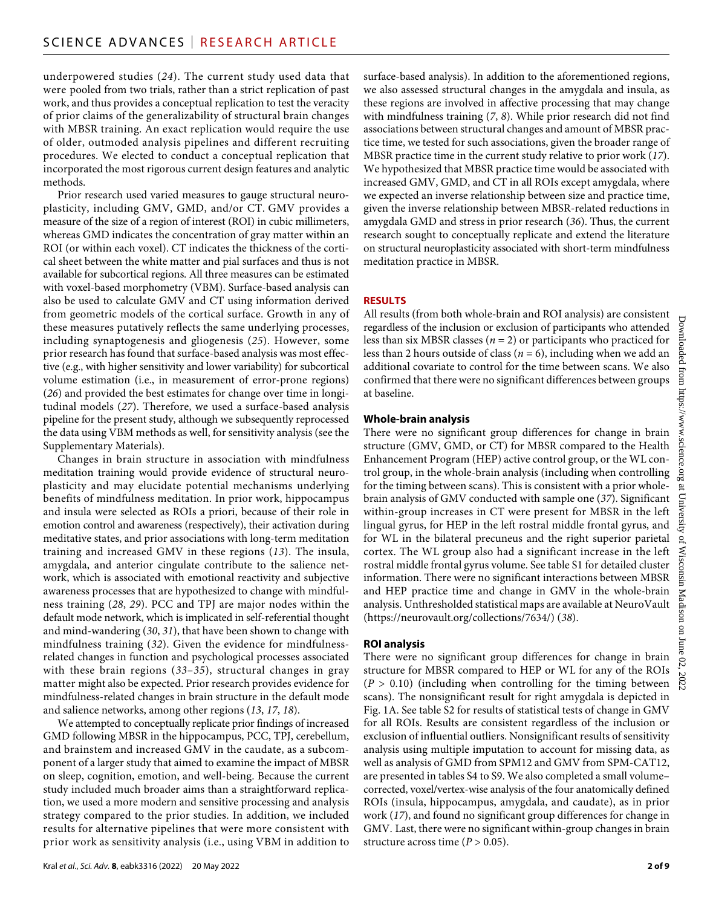underpowered studies (*24*). The current study used data that were pooled from two trials, rather than a strict replication of past work, and thus provides a conceptual replication to test the veracity of prior claims of the generalizability of structural brain changes with MBSR training. An exact replication would require the use of older, outmoded analysis pipelines and different recruiting procedures. We elected to conduct a conceptual replication that incorporated the most rigorous current design features and analytic methods.

Prior research used varied measures to gauge structural neuroplasticity, including GMV, GMD, and/or CT. GMV provides a measure of the size of a region of interest (ROI) in cubic millimeters, whereas GMD indicates the concentration of gray matter within an ROI (or within each voxel). CT indicates the thickness of the cortical sheet between the white matter and pial surfaces and thus is not available for subcortical regions. All three measures can be estimated with voxel-based morphometry (VBM). Surface-based analysis can also be used to calculate GMV and CT using information derived from geometric models of the cortical surface. Growth in any of these measures putatively reflects the same underlying processes, including synaptogenesis and gliogenesis (*25*). However, some prior research has found that surface-based analysis was most effective (e.g., with higher sensitivity and lower variability) for subcortical volume estimation (i.e., in measurement of error-prone regions) (*26*) and provided the best estimates for change over time in longitudinal models (*27*). Therefore, we used a surface-based analysis pipeline for the present study, although we subsequently reprocessed the data using VBM methods as well, for sensitivity analysis (see the Supplementary Materials).

Changes in brain structure in association with mindfulness meditation training would provide evidence of structural neuroplasticity and may elucidate potential mechanisms underlying benefits of mindfulness meditation. In prior work, hippocampus and insula were selected as ROIs a priori, because of their role in emotion control and awareness (respectively), their activation during meditative states, and prior associations with long-term meditation training and increased GMV in these regions (*13*). The insula, amygdala, and anterior cingulate contribute to the salience network, which is associated with emotional reactivity and subjective awareness processes that are hypothesized to change with mindfulness training (*28*, *29*). PCC and TPJ are major nodes within the default mode network, which is implicated in self-referential thought and mind-wandering (*30*, *31*), that have been shown to change with mindfulness training (*32*). Given the evidence for mindfulness-related changes in function and psychological processes associated with these brain regions (*33*–*35*), structural changes in gray matter might also be expected. Prior research provides evidence for mindfulness-related changes in brain structure in the default mode and salience networks, among other regions (*13*, *17*, *18*).

We attempted to conceptually replicate prior findings of increased GMD following MBSR in the hippocampus, PCC, TPJ, cerebellum, and brainstem and increased GMV in the caudate, as a subcomponent of a larger study that aimed to examine the impact of MBSR on sleep, cognition, emotion, and well-being. Because the current study included much broader aims than a straightforward replication, we used a more modern and sensitive processing and analysis strategy compared to the prior studies. In addition, we included results for alternative pipelines that were more consistent with prior work as sensitivity analysis (i.e., using VBM in addition to surface-based analysis). In addition to the aforementioned regions, we also assessed structural changes in the amygdala and insula, as these regions are involved in affective processing that may change with mindfulness training (*7*, *8*). While prior research did not find associations between structural changes and amount of MBSR practice time, we tested for such associations, given the broader range of MBSR practice time in the current study relative to prior work (*17*). We hypothesized that MBSR practice time would be associated with increased GMV, GMD, and CT in all ROIs except amygdala, where we expected an inverse relationship between size and practice time, given the inverse relationship between MBSR-related reductions in amygdala GMD and stress in prior research (*36*). Thus, the current research sought to conceptually replicate and extend the literature on structural neuroplasticity associated with short-term mindfulness meditation practice in MBSR.

## RESULTS

All results (from both whole-brain and ROI analysis) are consistent regardless of the inclusion or exclusion of participants who attended less than six MBSR classes ($n = 2$) or participants who practiced for less than 2 hours outside of class ($n = 6$), including when we add an additional covariate to control for the time between scans. We also confirmed that there were no significant differences between groups at baseline.

### Whole-brain analysis

There were no significant group differences for change in brain structure (GMV, GMD, or CT) for MBSR compared to the Health Enhancement Program (HEP) active control group, or the WL control group, in the whole-brain analysis (including when controlling for the timing between scans). This is consistent with a prior whole-brain analysis of GMV conducted with sample one (*37*). Significant within-group increases in CT were present for MBSR in the left lingual gyrus, for HEP in the left rostral middle frontal gyrus, and for WL in the bilateral precuneus and the right superior parietal cortex. The WL group also had a significant increase in the left rostral middle frontal gyrus volume. See table S1 for detailed cluster information. There were no significant interactions between MBSR and HEP practice time and change in GMV in the whole-brain analysis. Unthresholded statistical maps are available at NeuroVault (https://neurovault.org/collections/7634/) (*38*).

### ROI analysis

There were no significant group differences for change in brain structure for MBSR compared to HEP or WL for any of the ROIs ($P > 0.10$) (including when controlling for the timing between scans). The nonsignificant result for right amygdala is depicted in Fig. 1A. See table S2 for results of statistical tests of change in GMV for all ROIs. Results are consistent regardless of the inclusion or exclusion of influential outliers. Nonsignificant results of sensitivity analysis using multiple imputation to account for missing data, as well as analysis of GMD from SPM12 and GMV from SPM-CAT12, are presented in tables S4 to S9. We also completed a small volume–corrected, voxel/vertex-wise analysis of the four anatomically defined ROIs (insula, hippocampus, amygdala, and caudate), as in prior work (*17*), and found no significant group differences for change in GMV. Last, there were no significant within-group changes in brain structure across time ($P > 0.05$).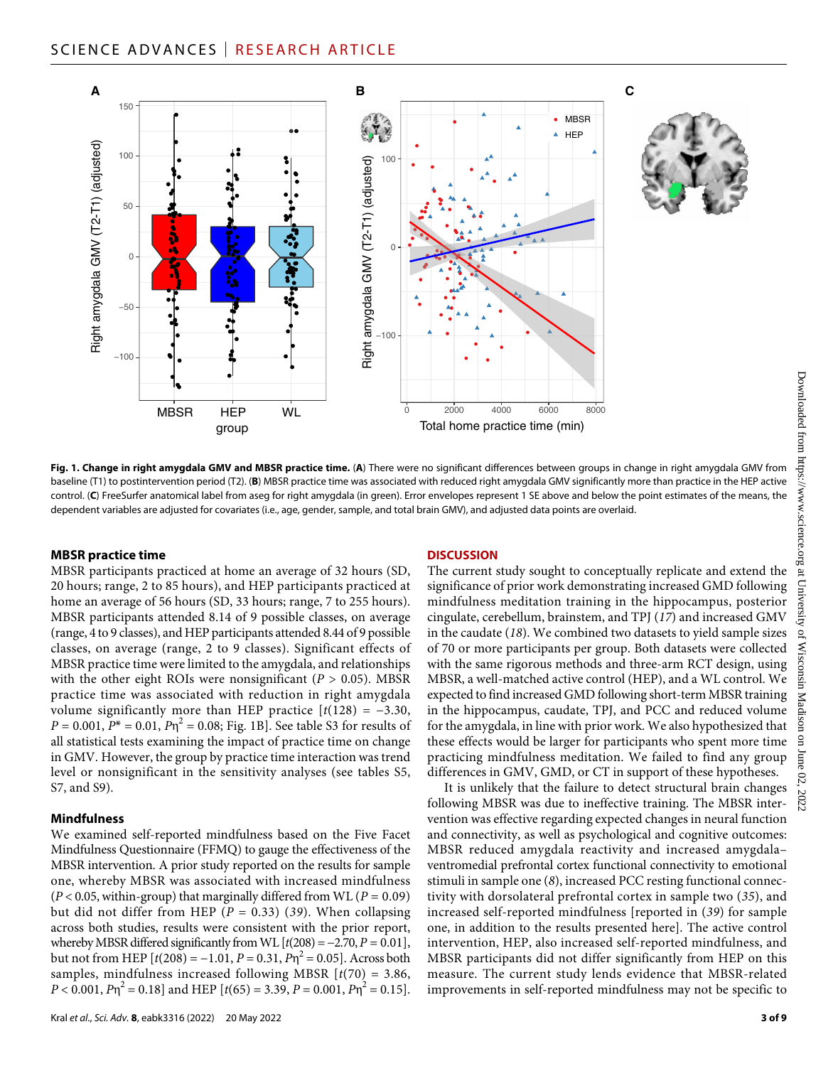**Fig. 1. Change in right amygdala GMV and MBSR practice time.** (**A**) There were no significant differences between groups in change in right amygdala GMV from baseline (T1) to postintervention period (T2). (**B**) MBSR practice time was associated with reduced right amygdala GMV significantly more than practice in the HEP active control. (**C**) FreeSurfer anatomical label from aseg for right amygdala (in green). Error envelopes represent 1 SE above and below the point estimates of the means, the dependent variables are adjusted for covariates (i.e., age, gender, sample, and total brain GMV), and adjusted data points are overlaid.

### MBSR practice time

MBSR participants practiced at home an average of 32 hours (SD, 20 hours; range, 2 to 85 hours), and HEP participants practiced at home an average of 56 hours (SD, 33 hours; range, 7 to 255 hours). MBSR participants attended 8.14 of 9 possible classes, on average (range, 4 to 9 classes), and HEP participants attended 8.44 of 9 possible classes, on average (range, 2 to 9 classes). Significant effects of MBSR practice time were limited to the amygdala, and relationships with the other eight ROIs were nonsignificant ($P > 0.05$). MBSR practice time was associated with reduction in right amygdala volume significantly more than HEP practice [$t(128) = -3.30$, $P = 0.001$, $P^* = 0.01$, $P\eta^2 = 0.08$; Fig. 1B]. See table S3 for results of all statistical tests examining the impact of practice time on change in GMV. However, the group by practice time interaction was trend level or nonsignificant in the sensitivity analyses (see tables S5, S7, and S9).

### Mindfulness

We examined self-reported mindfulness based on the Five Facet Mindfulness Questionnaire (FFMQ) to gauge the effectiveness of the MBSR intervention. A prior study reported on the results for sample one, whereby MBSR was associated with increased mindfulness ($P < 0.05$, within-group) that marginally differed from WL ($P = 0.09$) but did not differ from HEP ($P = 0.33$) (*39*). When collapsing across both studies, results were consistent with the prior report, whereby MBSR differed significantly from WL [$t(208) = -2.70$, $P = 0.01$], but not from HEP [$t(208) = -1.01$, $P = 0.31$, $P\eta^2 = 0.05$]. Across both samples, mindfulness increased following MBSR [$t(70) = 3.86$, $P < 0.001$, $P\eta^2 = 0.18$] and HEP [$t(65) = 3.39$, $P = 0.001$, $P\eta^2 = 0.15$].

## DISCUSSION

The current study sought to conceptually replicate and extend the significance of prior work demonstrating increased GMD following mindfulness meditation training in the hippocampus, posterior cingulate, cerebellum, brainstem, and TPJ (*17*) and increased GMV in the caudate (*18*). We combined two datasets to yield sample sizes of 70 or more participants per group. Both datasets were collected with the same rigorous methods and three-arm RCT design, using MBSR, a well-matched active control (HEP), and a WL control. We expected to find increased GMD following short-term MBSR training in the hippocampus, caudate, TPJ, and PCC and reduced volume for the amygdala, in line with prior work. We also hypothesized that these effects would be larger for participants who spent more time practicing mindfulness meditation. We failed to find any group differences in GMV, GMD, or CT in support of these hypotheses.

It is unlikely that the failure to detect structural brain changes following MBSR was due to ineffective training. The MBSR intervention was effective regarding expected changes in neural function and connectivity, as well as psychological and cognitive outcomes: MBSR reduced amygdala reactivity and increased amygdala–ventromedial prefrontal cortex functional connectivity to emotional stimuli in sample one (*8*), increased PCC resting functional connectivity with dorsolateral prefrontal cortex in sample two (*35*), and increased self-reported mindfulness [reported in (*39*) for sample one, in addition to the results presented here]. The active control intervention, HEP, also increased self-reported mindfulness, and MBSR participants did not differ significantly from HEP on this measure. The current study lends evidence that MBSR-related improvements in self-reported mindfulness may not be specific to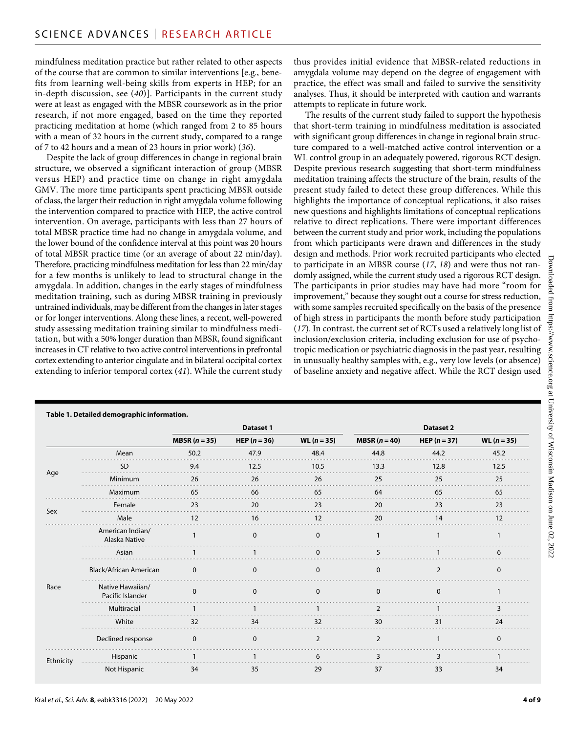mindfulness meditation practice but rather related to other aspects of the course that are common to similar interventions [e.g., benefits from learning well-being skills from experts in HEP; for an in-depth discussion, see (*40*)]. Participants in the current study were at least as engaged with the MBSR coursework as in the prior research, if not more engaged, based on the time they reported practicing meditation at home (which ranged from 2 to 85 hours with a mean of 32 hours in the current study, compared to a range of 7 to 42 hours and a mean of 23 hours in prior work) (*36*).

Despite the lack of group differences in change in regional brain structure, we observed a significant interaction of group (MBSR versus HEP) and practice time on change in right amygdala GMV. The more time participants spent practicing MBSR outside of class, the larger their reduction in right amygdala volume following the intervention compared to practice with HEP, the active control intervention. On average, participants with less than 27 hours of total MBSR practice time had no change in amygdala volume, and the lower bound of the confidence interval at this point was 20 hours of total MBSR practice time (or an average of about 22 min/day). Therefore, practicing mindfulness meditation for less than 22 min/day for a few months is unlikely to lead to structural change in the amygdala. In addition, changes in the early stages of mindfulness meditation training, such as during MBSR training in previously untrained individuals, may be different from the changes in later stages or for longer interventions. Along these lines, a recent, well-powered study assessing meditation training similar to mindfulness meditation, but with a 50% longer duration than MBSR, found significant increases in CT relative to two active control interventions in prefrontal cortex extending to anterior cingulate and in bilateral occipital cortex extending to inferior temporal cortex (*41*). While the current study thus provides initial evidence that MBSR-related reductions in amygdala volume may depend on the degree of engagement with practice, the effect was small and failed to survive the sensitivity analyses. Thus, it should be interpreted with caution and warrants attempts to replicate in future work.

The results of the current study failed to support the hypothesis that short-term training in mindfulness meditation is associated with significant group differences in change in regional brain structure compared to a well-matched active control intervention or a WL control group in an adequately powered, rigorous RCT design. Despite previous research suggesting that short-term mindfulness meditation training affects the structure of the brain, results of the present study failed to detect these group differences. While this highlights the importance of conceptual replications, it also raises new questions and highlights limitations of conceptual replications relative to direct replications. There were important differences between the current study and prior work, including the populations from which participants were drawn and differences in the study design and methods. Prior work recruited participants who elected to participate in an MBSR course (*17*, *18*) and were thus not randomly assigned, while the current study used a rigorous RCT design. The participants in prior studies may have had more "room for improvement," because they sought out a course for stress reduction, with some samples recruited specifically on the basis of the presence of high stress in participants the month before study participation (*17*). In contrast, the current set of RCTs used a relatively long list of inclusion/exclusion criteria, including exclusion for use of psychotropic medication or psychiatric diagnosis in the past year, resulting in unusually healthy samples with, e.g., very low levels (or absence) of baseline anxiety and negative affect. While the RCT design used

**Table 1. Detailed demographic information.**

| | | Dataset 1 | | | Dataset 2 | | |
|---|---|---|---|---|---|---|---|
| | | MBSR ($n = 35$) | HEP ($n = 36$) | WL ($n = 35$) | MBSR ($n = 40$) | HEP ($n = 37$) | WL ($n = 35$) |
| Age | Mean | 50.2 | 47.9 | 48.4 | 44.8 | 44.2 | 45.2 |
| | SD | 9.4 | 12.5 | 10.5 | 13.3 | 12.8 | 12.5 |
| | Minimum | 26 | 26 | 26 | 25 | 25 | 25 |
| | Maximum | 65 | 66 | 65 | 64 | 65 | 65 |
| Sex | Female | 23 | 20 | 23 | 20 | 23 | 23 |
| | Male | 12 | 16 | 12 | 20 | 14 | 12 |
| Race | American Indian/ Alaska Native | 1 | 0 | 0 | 1 | 1 | 1 |
| | Asian | 1 | 1 | 0 | 5 | 1 | 6 |
| | Black/African American | 0 | 0 | 0 | 0 | 2 | 0 |
| | Native Hawaiian/ Pacific Islander | 0 | 0 | 0 | 0 | 0 | 1 |
| | Multiracial | 1 | 1 | 1 | 2 | 1 | 3 |
| | White | 32 | 34 | 32 | 30 | 31 | 24 |
| | Declined response | 0 | 0 | 2 | 2 | 1 | 0 |
| Ethnicity | Hispanic | 1 | 1 | 6 | 3 | 3 | 1 |
| | Not Hispanic | 34 | 35 | 29 | 37 | 33 | 34 |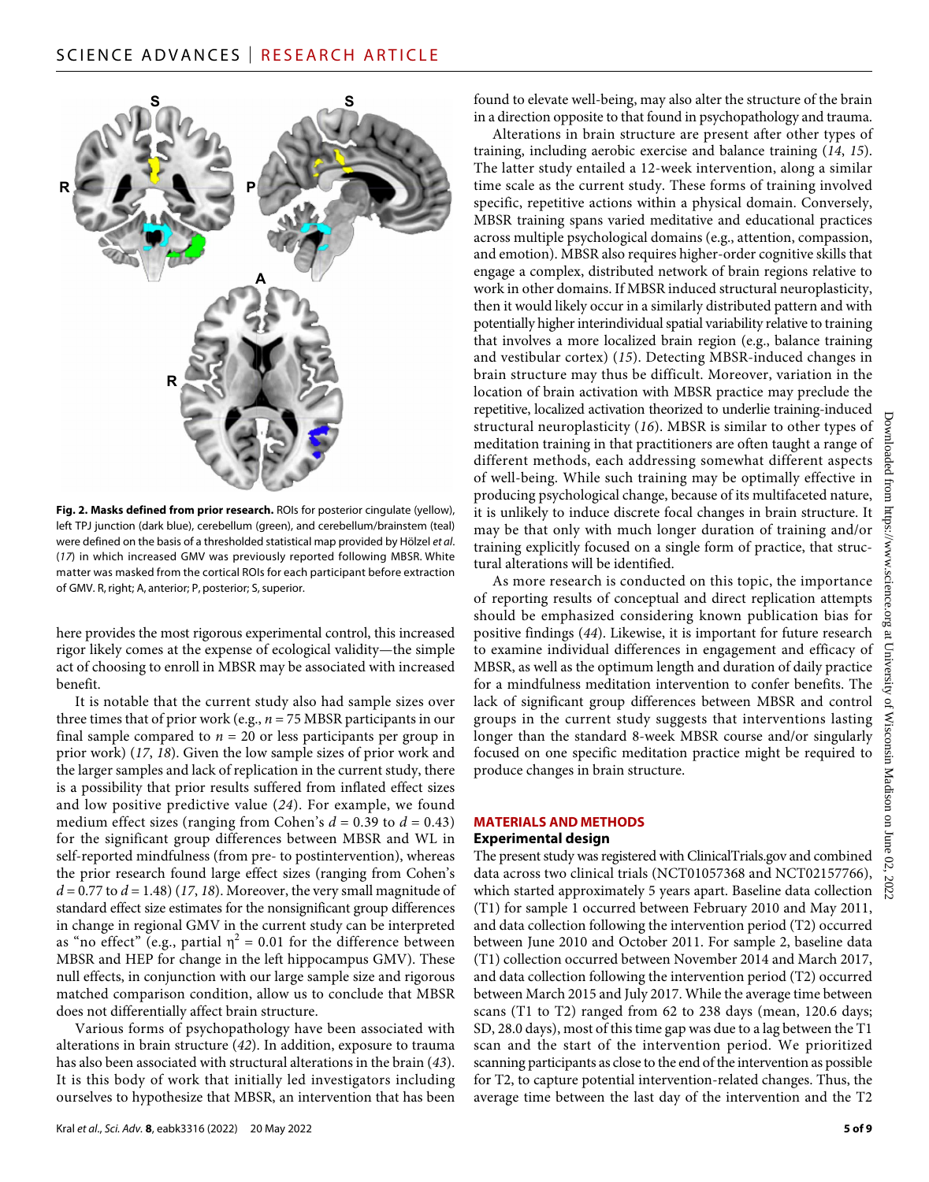Fig. 2. Masks defined from prior research. ROIs for posterior cingulate (yellow), left TPJ junction (dark blue), cerebellum (green), and cerebellum/brainstem (teal) were defined on the basis of a thresholded statistical map provided by Hölzel *et al.* (*17*) in which increased GMV was previously reported following MBSR. White matter was masked from the cortical ROIs for each participant before extraction of GMV. R, right; A, anterior; P, posterior; S, superior.

here provides the most rigorous experimental control, this increased rigor likely comes at the expense of ecological validity—the simple act of choosing to enroll in MBSR may be associated with increased benefit.

It is notable that the current study also had sample sizes over three times that of prior work (e.g., $n = 75$ MBSR participants in our final sample compared to $n = 20$ or less participants per group in prior work) (*17*, *18*). Given the low sample sizes of prior work and the larger samples and lack of replication in the current study, there is a possibility that prior results suffered from inflated effect sizes and low positive predictive value (*24*). For example, we found medium effect sizes (ranging from Cohen's $d = 0.39$ to $d = 0.43$) for the significant group differences between MBSR and WL in self-reported mindfulness (from pre- to postintervention), whereas the prior research found large effect sizes (ranging from Cohen's $d = 0.77$ to $d = 1.48$) (*17*, *18*). Moreover, the very small magnitude of standard effect size estimates for the nonsignificant group differences in change in regional GMV in the current study can be interpreted as "no effect" (e.g., partial $\eta^2 = 0.01$ for the difference between MBSR and HEP for change in the left hippocampus GMV). These null effects, in conjunction with our large sample size and rigorous matched comparison condition, allow us to conclude that MBSR does not differentially affect brain structure.

Various forms of psychopathology have been associated with alterations in brain structure (*42*). In addition, exposure to trauma has also been associated with structural alterations in the brain (*43*). It is this body of work that initially led investigators including ourselves to hypothesize that MBSR, an intervention that has been found to elevate well-being, may also alter the structure of the brain in a direction opposite to that found in psychopathology and trauma.

Alterations in brain structure are present after other types of training, including aerobic exercise and balance training (*14*, *15*). The latter study entailed a 12-week intervention, along a similar time scale as the current study. These forms of training involved specific, repetitive actions within a physical domain. Conversely, MBSR training spans varied meditative and educational practices across multiple psychological domains (e.g., attention, compassion, and emotion). MBSR also requires higher-order cognitive skills that engage a complex, distributed network of brain regions relative to work in other domains. If MBSR induced structural neuroplasticity, then it would likely occur in a similarly distributed pattern and with potentially higher interindividual spatial variability relative to training that involves a more localized brain region (e.g., balance training and vestibular cortex) (*15*). Detecting MBSR-induced changes in brain structure may thus be difficult. Moreover, variation in the location of brain activation with MBSR practice may preclude the repetitive, localized activation theorized to underlie training-induced structural neuroplasticity (*16*). MBSR is similar to other types of meditation training in that practitioners are often taught a range of different methods, each addressing somewhat different aspects of well-being. While such training may be optimally effective in producing psychological change, because of its multifaceted nature, it is unlikely to induce discrete focal changes in brain structure. It may be that only with much longer duration of training and/or training explicitly focused on a single form of practice, that structural alterations will be identified.

As more research is conducted on this topic, the importance of reporting results of conceptual and direct replication attempts should be emphasized considering known publication bias for positive findings (*44*). Likewise, it is important for future research to examine individual differences in engagement and efficacy of MBSR, as well as the optimum length and duration of daily practice for a mindfulness meditation intervention to confer benefits. The lack of significant group differences between MBSR and control groups in the current study suggests that interventions lasting longer than the standard 8-week MBSR course and/or singularly focused on one specific meditation practice might be required to produce changes in brain structure.

## MATERIALS AND METHODS

### Experimental design

The present study was registered with ClinicalTrials.gov and combined data across two clinical trials (NCT01057368 and NCT02157766), which started approximately 5 years apart. Baseline data collection (T1) for sample 1 occurred between February 2010 and May 2011, and data collection following the intervention period (T2) occurred between June 2010 and October 2011. For sample 2, baseline data (T1) collection occurred between November 2014 and March 2017, and data collection following the intervention period (T2) occurred between March 2015 and July 2017. While the average time between scans (T1 to T2) ranged from 62 to 238 days (mean, 120.6 days; SD, 28.0 days), most of this time gap was due to a lag between the T1 scan and the start of the intervention period. We prioritized scanning participants as close to the end of the intervention as possible for T2, to capture potential intervention-related changes. Thus, the average time between the last day of the intervention and the T2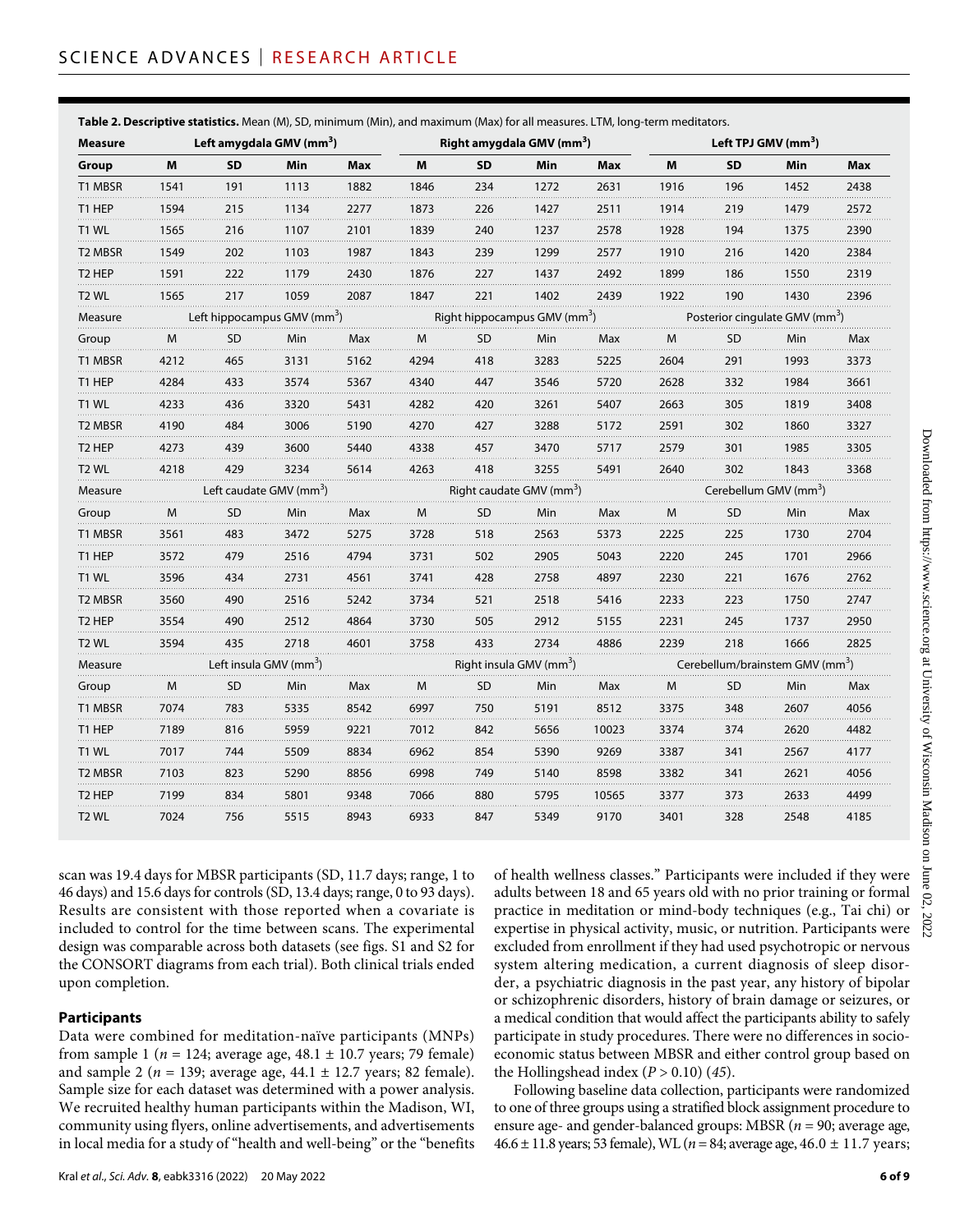**Table 2. Descriptive statistics.** Mean (M), SD, minimum (Min), and maximum (Max) for all measures. LTM, long-term meditators.

| Measure | Left amygdala GMV (mm$^3$) | | | | Right amygdala GMV (mm$^3$) | | | | Left TPJ GMV (mm$^3$) | | | |
|---|---|---|---|---|---|---|---|---|---|---|---|---|
| Group | M | SD | Min | Max | M | SD | Min | Max | M | SD | Min | Max |
| T1 MBSR | 1541 | 191 | 1113 | 1882 | 1846 | 234 | 1272 | 2631 | 1916 | 196 | 1452 | 2438 |
| T1 HEP | 1594 | 215 | 1134 | 2277 | 1873 | 226 | 1427 | 2511 | 1914 | 219 | 1479 | 2572 |
| T1 WL | 1565 | 216 | 1107 | 2101 | 1839 | 240 | 1237 | 2578 | 1928 | 194 | 1375 | 2390 |
| T2 MBSR | 1549 | 202 | 1103 | 1987 | 1843 | 239 | 1299 | 2577 | 1910 | 216 | 1420 | 2384 |
| T2 HEP | 1591 | 222 | 1179 | 2430 | 1876 | 227 | 1437 | 2492 | 1899 | 186 | 1550 | 2319 |
| T2 WL | 1565 | 217 | 1059 | 2087 | 1847 | 221 | 1402 | 2439 | 1922 | 190 | 1430 | 2396 |
| Measure | Left hippocampus GMV (mm$^3$) | | | | Right hippocampus GMV (mm$^3$) | | | | Posterior cingulate GMV (mm$^3$) | | | |
| Group | M | SD | Min | Max | M | SD | Min | Max | M | SD | Min | Max |
| T1 MBSR | 4212 | 465 | 3131 | 5162 | 4294 | 418 | 3283 | 5225 | 2604 | 291 | 1993 | 3373 |
| T1 HEP | 4284 | 433 | 3574 | 5367 | 4340 | 447 | 3546 | 5720 | 2628 | 332 | 1984 | 3661 |
| T1 WL | 4233 | 436 | 3320 | 5431 | 4282 | 420 | 3261 | 5407 | 2663 | 305 | 1819 | 3408 |
| T2 MBSR | 4190 | 484 | 3006 | 5190 | 4270 | 427 | 3288 | 5172 | 2591 | 302 | 1860 | 3327 |
| T2 HEP | 4273 | 439 | 3600 | 5440 | 4338 | 457 | 3470 | 5717 | 2579 | 301 | 1985 | 3305 |
| T2 WL | 4218 | 429 | 3234 | 5614 | 4263 | 418 | 3255 | 5491 | 2640 | 302 | 1843 | 3368 |
| Measure | Left caudate GMV (mm$^3$) | | | | Right caudate GMV (mm$^3$) | | | | Cerebellum GMV (mm$^3$) | | | |
| Group | M | SD | Min | Max | M | SD | Min | Max | M | SD | Min | Max |
| T1 MBSR | 3561 | 483 | 3472 | 5275 | 3728 | 518 | 2563 | 5373 | 2225 | 225 | 1730 | 2704 |
| T1 HEP | 3572 | 479 | 2516 | 4794 | 3731 | 502 | 2905 | 5043 | 2220 | 245 | 1701 | 2966 |
| T1 WL | 3596 | 434 | 2731 | 4561 | 3741 | 428 | 2758 | 4897 | 2230 | 221 | 1676 | 2762 |
| T2 MBSR | 3560 | 490 | 2516 | 5242 | 3734 | 521 | 2518 | 5416 | 2233 | 223 | 1750 | 2747 |
| T2 HEP | 3554 | 490 | 2512 | 4864 | 3730 | 505 | 2912 | 5155 | 2231 | 245 | 1737 | 2950 |
| T2 WL | 3594 | 435 | 2718 | 4601 | 3758 | 433 | 2734 | 4886 | 2239 | 218 | 1666 | 2825 |
| Measure | Left insula GMV (mm$^3$) | | | | Right insula GMV (mm$^3$) | | | | Cerebellum/brainstem GMV (mm$^3$) | | | |
| Group | M | SD | Min | Max | M | SD | Min | Max | M | SD | Min | Max |
| T1 MBSR | 7074 | 783 | 5335 | 8542 | 6997 | 750 | 5191 | 8512 | 3375 | 348 | 2607 | 4056 |
| T1 HEP | 7189 | 816 | 5959 | 9221 | 7012 | 842 | 5656 | 10023 | 3374 | 374 | 2620 | 4482 |
| T1 WL | 7017 | 744 | 5509 | 8834 | 6962 | 854 | 5390 | 9269 | 3387 | 341 | 2567 | 4177 |
| T2 MBSR | 7103 | 823 | 5290 | 8856 | 6998 | 749 | 5140 | 8598 | 3382 | 341 | 2621 | 4056 |
| T2 HEP | 7199 | 834 | 5801 | 9348 | 7066 | 880 | 5795 | 10565 | 3377 | 373 | 2633 | 4499 |
| T2 WL | 7024 | 756 | 5515 | 8943 | 6933 | 847 | 5349 | 9170 | 3401 | 328 | 2548 | 4185 |

scan was 19.4 days for MBSR participants (SD, 11.7 days; range, 1 to 46 days) and 15.6 days for controls (SD, 13.4 days; range, 0 to 93 days). Results are consistent with those reported when a covariate is included to control for the time between scans. The experimental design was comparable across both datasets (see figs. S1 and S2 for the CONSORT diagrams from each trial). Both clinical trials ended upon completion.

### Participants

Data were combined for meditation-naïve participants (MNPs) from sample 1 ($n$ = 124; average age, 48.1 ± 10.7 years; 79 female) and sample 2 ($n$ = 139; average age, 44.1 ± 12.7 years; 82 female). Sample size for each dataset was determined with a power analysis. We recruited healthy human participants within the Madison, WI, community using flyers, online advertisements, and advertisements in local media for a study of "health and well-being" or the "benefits of health wellness classes." Participants were included if they were adults between 18 and 65 years old with no prior training or formal practice in meditation or mind-body techniques (e.g., Tai chi) or expertise in physical activity, music, or nutrition. Participants were excluded from enrollment if they had used psychotropic or nervous system altering medication, a current diagnosis of sleep disorder, a psychiatric diagnosis in the past year, any history of bipolar or schizophrenic disorders, history of brain damage or seizures, or a medical condition that would affect the participants ability to safely participate in study procedures. There were no differences in socioeconomic status between MBSR and either control group based on the Hollingshead index ($P$ > 0.10) (45).

Following baseline data collection, participants were randomized to one of three groups using a stratified block assignment procedure to ensure age- and gender-balanced groups: MBSR ($n$ = 90; average age, 46.6 ± 11.8 years; 53 female), WL ($n$ = 84; average age, 46.0 ± 11.7 years;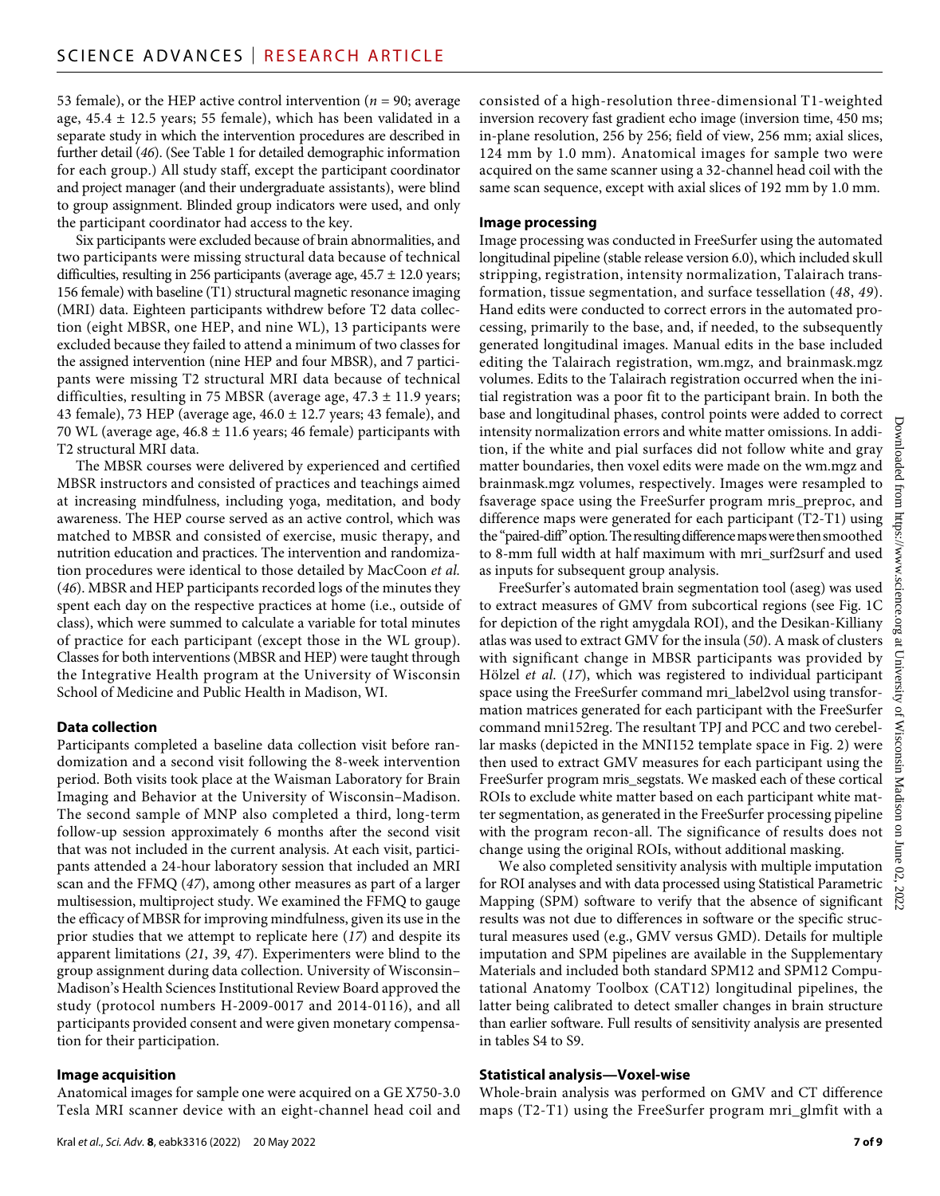53 female), or the HEP active control intervention ($n$ = 90; average age, 45.4 ± 12.5 years; 55 female), which has been validated in a separate study in which the intervention procedures are described in further detail (46). (See Table 1 for detailed demographic information for each group.) All study staff, except the participant coordinator and project manager (and their undergraduate assistants), were blind to group assignment. Blinded group indicators were used, and only the participant coordinator had access to the key.

Six participants were excluded because of brain abnormalities, and two participants were missing structural data because of technical difficulties, resulting in 256 participants (average age, 45.7 ± 12.0 years; 156 female) with baseline (T1) structural magnetic resonance imaging (MRI) data. Eighteen participants withdrew before T2 data collection (eight MBSR, one HEP, and nine WL), 13 participants were excluded because they failed to attend a minimum of two classes for the assigned intervention (nine HEP and four MBSR), and 7 participants were missing T2 structural MRI data because of technical difficulties, resulting in 75 MBSR (average age, 47.3 ± 11.9 years; 43 female), 73 HEP (average age, 46.0 ± 12.7 years; 43 female), and 70 WL (average age, 46.8 ± 11.6 years; 46 female) participants with T2 structural MRI data.

The MBSR courses were delivered by experienced and certified MBSR instructors and consisted of practices and teachings aimed at increasing mindfulness, including yoga, meditation, and body awareness. The HEP course served as an active control, which was matched to MBSR and consisted of exercise, music therapy, and nutrition education and practices. The intervention and randomization procedures were identical to those detailed by MacCoon *et al.* (46). MBSR and HEP participants recorded logs of the minutes they spent each day on the respective practices at home (i.e., outside of class), which were summed to calculate a variable for total minutes of practice for each participant (except those in the WL group). Classes for both interventions (MBSR and HEP) were taught through the Integrative Health program at the University of Wisconsin School of Medicine and Public Health in Madison, WI.

### Data collection

Participants completed a baseline data collection visit before randomization and a second visit following the 8-week intervention period. Both visits took place at the Waisman Laboratory for Brain Imaging and Behavior at the University of Wisconsin–Madison. The second sample of MNP also completed a third, long-term follow-up session approximately 6 months after the second visit that was not included in the current analysis. At each visit, participants attended a 24-hour laboratory session that included an MRI scan and the FFMQ (47), among other measures as part of a larger multisession, multiproject study. We examined the FFMQ to gauge the efficacy of MBSR for improving mindfulness, given its use in the prior studies that we attempt to replicate here (17) and despite its apparent limitations (21, 39, 47). Experimenters were blind to the group assignment during data collection. University of Wisconsin–Madison's Health Sciences Institutional Review Board approved the study (protocol numbers H-2009-0017 and 2014-0116), and all participants provided consent and were given monetary compensation for their participation.

### Image acquisition

Anatomical images for sample one were acquired on a GE X750-3.0 Tesla MRI scanner device with an eight-channel head coil and consisted of a high-resolution three-dimensional T1-weighted inversion recovery fast gradient echo image (inversion time, 450 ms; in-plane resolution, 256 by 256; field of view, 256 mm; axial slices, 124 mm by 1.0 mm). Anatomical images for sample two were acquired on the same scanner using a 32-channel head coil with the same scan sequence, except with axial slices of 192 mm by 1.0 mm.

### Image processing

Image processing was conducted in FreeSurfer using the automated longitudinal pipeline (stable release version 6.0), which included skull stripping, registration, intensity normalization, Talairach transformation, tissue segmentation, and surface tessellation (48, 49). Hand edits were conducted to correct errors in the automated processing, primarily to the base, and, if needed, to the subsequently generated longitudinal images. Manual edits in the base included editing the Talairach registration, wm.mgz, and brainmask.mgz volumes. Edits to the Talairach registration occurred when the initial registration was a poor fit to the participant brain. In both the base and longitudinal phases, control points were added to correct intensity normalization errors and white matter omissions. In addition, if the white and pial surfaces did not follow white and gray matter boundaries, then voxel edits were made on the wm.mgz and brainmask.mgz volumes, respectively. Images were resampled to fsaverage space using the FreeSurfer program mris_preproc, and difference maps were generated for each participant (T2-T1) using the "paired-diff" option. The resulting difference maps were then smoothed to 8-mm full width at half maximum with mri_surf2surf and used as inputs for subsequent group analysis.

FreeSurfer's automated brain segmentation tool (aseg) was used to extract measures of GMV from subcortical regions (see Fig. 1C for depiction of the right amygdala ROI), and the Desikan-Killiany atlas was used to extract GMV for the insula (50). A mask of clusters with significant change in MBSR participants was provided by Hölzel *et al.* (17), which was registered to individual participant space using the FreeSurfer command mri_label2vol using transformation matrices generated for each participant with the FreeSurfer command mni152reg. The resultant TPJ and PCC and two cerebellar masks (depicted in the MNI152 template space in Fig. 2) were then used to extract GMV measures for each participant using the FreeSurfer program mris_segstats. We masked each of these cortical ROIs to exclude white matter based on each participant white matter segmentation, as generated in the FreeSurfer processing pipeline with the program recon-all. The significance of results does not change using the original ROIs, without additional masking.

We also completed sensitivity analysis with multiple imputation for ROI analyses and with data processed using Statistical Parametric Mapping (SPM) software to verify that the absence of significant results was not due to differences in software or the specific structural measures used (e.g., GMV versus GMD). Details for multiple imputation and SPM pipelines are available in the Supplementary Materials and included both standard SPM12 and SPM12 Computational Anatomy Toolbox (CAT12) longitudinal pipelines, the latter being calibrated to detect smaller changes in brain structure than earlier software. Full results of sensitivity analysis are presented in tables S4 to S9.

### Statistical analysis—Voxel-wise

Whole-brain analysis was performed on GMV and CT difference maps (T2-T1) using the FreeSurfer program mri_glmfit with a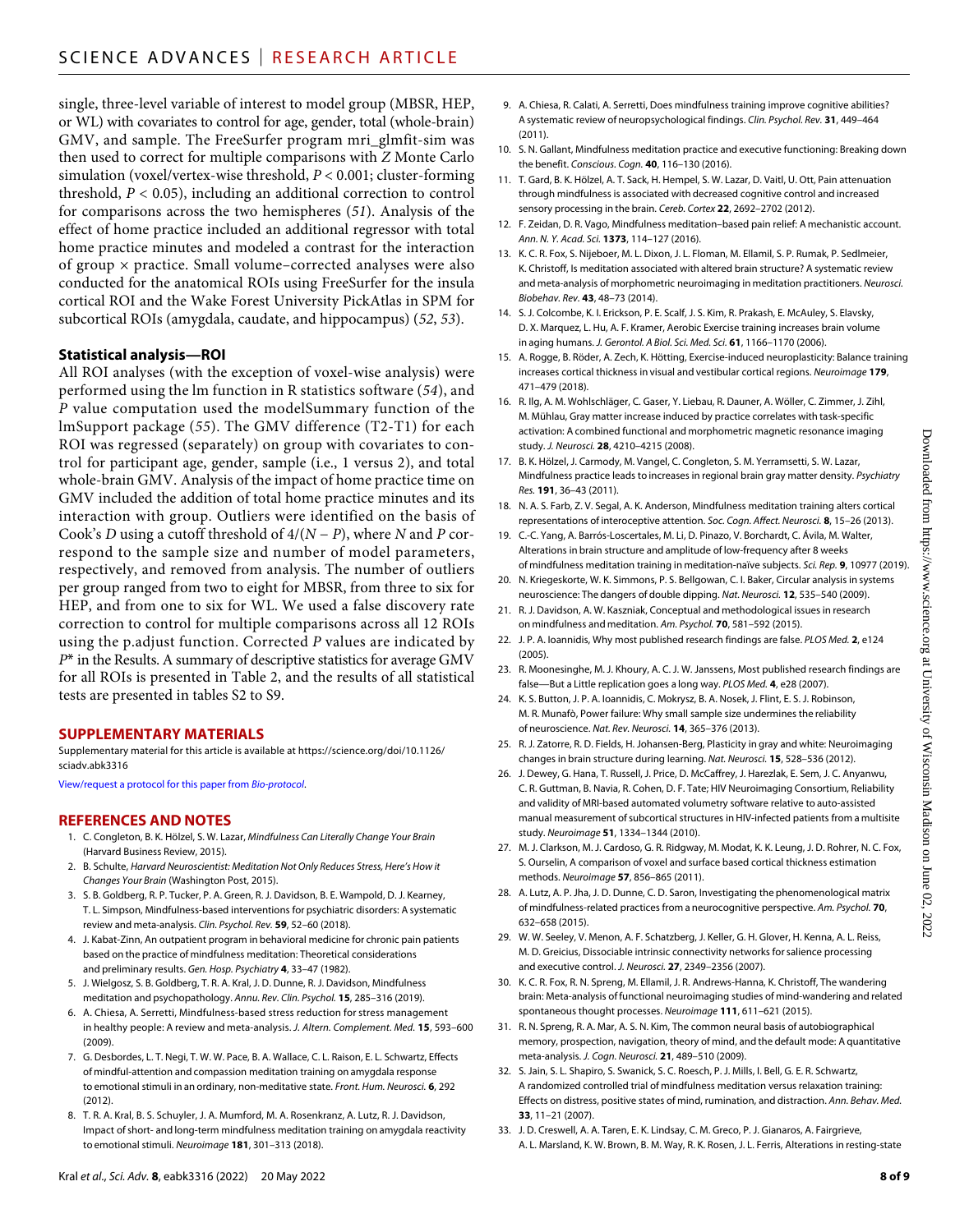single, three-level variable of interest to model group (MBSR, HEP, or WL) with covariates to control for age, gender, total (whole-brain) GMV, and sample. The FreeSurfer program mri_glmfit-sim was then used to correct for multiple comparisons with $Z$ Monte Carlo simulation (voxel/vertex-wise threshold, $P < 0.001$; cluster-forming threshold, $P < 0.05$), including an additional correction to control for comparisons across the two hemispheres (51). Analysis of the effect of home practice included an additional regressor with total home practice minutes and modeled a contrast for the interaction of group × practice. Small volume–corrected analyses were also conducted for the anatomical ROIs using FreeSurfer for the insula cortical ROI and the Wake Forest University PickAtlas in SPM for subcortical ROIs (amygdala, caudate, and hippocampus) (52, 53).

### Statistical analysis—ROI

All ROI analyses (with the exception of voxel-wise analysis) were performed using the lm function in R statistics software (54), and $P$ value computation used the modelSummary function of the lmSupport package (55). The GMV difference (T2-T1) for each ROI was regressed (separately) on group with covariates to control for participant age, gender, sample (i.e., 1 versus 2), and total whole-brain GMV. Analysis of the impact of home practice time on GMV included the addition of total home practice minutes and its interaction with group. Outliers were identified on the basis of Cook's $D$ using a cutoff threshold of $4/(N - P)$, where $N$ and $P$ correspond to the sample size and number of model parameters, respectively, and removed from analysis. The number of outliers per group ranged from two to eight for MBSR, from three to six for HEP, and from one to six for WL. We used a false discovery rate correction to control for multiple comparisons across all 12 ROIs using the p.adjust function. Corrected $P$ values are indicated by $P^*$ in the Results. A summary of descriptive statistics for average GMV for all ROIs is presented in Table 2, and the results of all statistical tests are presented in tables S2 to S9.

## SUPPLEMENTARY MATERIALS

Supplementary material for this article is available at https://science.org/doi/10.1126/sciadv.abk3316

View/request a protocol for this paper from *Bio-protocol*.

## REFERENCES AND NOTES

1. C. Congleton, B. K. Hölzel, S. W. Lazar, *Mindfulness Can Literally Change Your Brain* (Harvard Business Review, 2015).
2. B. Schulte, *Harvard Neuroscientist: Meditation Not Only Reduces Stress, Here's How it Changes Your Brain* (Washington Post, 2015).
3. S. B. Goldberg, R. P. Tucker, P. A. Green, R. J. Davidson, B. E. Wampold, D. J. Kearney, T. L. Simpson, Mindfulness-based interventions for psychiatric disorders: A systematic review and meta-analysis. *Clin. Psychol. Rev.* **59**, 52–60 (2018).
4. J. Kabat-Zinn, An outpatient program in behavioral medicine for chronic pain patients based on the practice of mindfulness meditation: Theoretical considerations and preliminary results. *Gen. Hosp. Psychiatry* **4**, 33–47 (1982).
5. J. Wielgosz, S. B. Goldberg, T. R. A. Kral, J. D. Dunne, R. J. Davidson, Mindfulness meditation and psychopathology. *Annu. Rev. Clin. Psychol.* **15**, 285–316 (2019).
6. A. Chiesa, A. Serretti, Mindfulness-based stress reduction for stress management in healthy people: A review and meta-analysis. *J. Altern. Complement. Med.* **15**, 593–600 (2009).
7. G. Desbordes, L. T. Negi, T. W. W. Pace, B. A. Wallace, C. L. Raison, E. L. Schwartz, Effects of mindful-attention and compassion meditation training on amygdala response to emotional stimuli in an ordinary, non-meditative state. *Front. Hum. Neurosci.* **6**, 292 (2012).
8. T. R. A. Kral, B. S. Schuyler, J. A. Mumford, M. A. Rosenkranz, A. Lutz, R. J. Davidson, Impact of short- and long-term mindfulness meditation training on amygdala reactivity to emotional stimuli. *Neuroimage* **181**, 301–313 (2018).
9. A. Chiesa, R. Calati, A. Serretti, Does mindfulness training improve cognitive abilities? A systematic review of neuropsychological findings. *Clin. Psychol. Rev.* **31**, 449–464 (2011).
10. S. N. Gallant, Mindfulness meditation practice and executive functioning: Breaking down the benefit. *Conscious. Cogn.* **40**, 116–130 (2016).
11. T. Gard, B. K. Hölzel, A. T. Sack, H. Hempel, S. W. Lazar, D. Vaitl, U. Ott, Pain attenuation through mindfulness is associated with decreased cognitive control and increased sensory processing in the brain. *Cereb. Cortex* **22**, 2692–2702 (2012).
12. F. Zeidan, D. R. Vago, Mindfulness meditation–based pain relief: A mechanistic account. *Ann. N. Y. Acad. Sci.* **1373**, 114–127 (2016).
13. K. C. R. Fox, S. Nijeboer, M. L. Dixon, J. L. Floman, M. Ellamil, S. P. Rumak, P. Sedlmeier, K. Christoff, Is meditation associated with altered brain structure? A systematic review and meta-analysis of morphometric neuroimaging in meditation practitioners. *Neurosci. Biobehav. Rev.* **43**, 48–73 (2014).
14. S. J. Colcombe, K. I. Erickson, P. E. Scalf, J. S. Kim, R. Prakash, E. McAuley, S. Elavsky, D. X. Marquez, L. Hu, A. F. Kramer, Aerobic Exercise training increases brain volume in aging humans. *J. Gerontol. A Biol. Sci. Med. Sci.* **61**, 1166–1170 (2006).
15. A. Rogge, B. Röder, A. Zech, K. Hötting, Exercise-induced neuroplasticity: Balance training increases cortical thickness in visual and vestibular cortical regions. *Neuroimage* **179**, 471–479 (2018).
16. R. Ilg, A. M. Wohlschläger, C. Gaser, Y. Liebau, R. Dauner, A. Wöller, C. Zimmer, J. Zihl, M. Mühlau, Gray matter increase induced by practice correlates with task-specific activation: A combined functional and morphometric magnetic resonance imaging study. *J. Neurosci.* **28**, 4210–4215 (2008).
17. B. K. Hölzel, J. Carmody, M. Vangel, C. Congleton, S. M. Yerramsetti, S. W. Lazar, Mindfulness practice leads to increases in regional brain gray matter density. *Psychiatry Res.* **191**, 36–43 (2011).
18. N. A. S. Farb, Z. V. Segal, A. K. Anderson, Mindfulness meditation training alters cortical representations of interoceptive attention. *Soc. Cogn. Affect. Neurosci.* **8**, 15–26 (2013).
19. C.-C. Yang, A. Barrós-Loscertales, M. Li, D. Pinazo, V. Borchardt, C. Ávila, M. Walter, Alterations in brain structure and amplitude of low-frequency after 8 weeks of mindfulness meditation training in meditation-naïve subjects. *Sci. Rep.* **9**, 10977 (2019).
20. N. Kriegeskorte, W. K. Simmons, P. S. Bellgowan, C. I. Baker, Circular analysis in systems neuroscience: The dangers of double dipping. *Nat. Neurosci.* **12**, 535–540 (2009).
21. R. J. Davidson, A. W. Kaszniak, Conceptual and methodological issues in research on mindfulness and meditation. *Am. Psychol.* **70**, 581–592 (2015).
22. J. P. A. Ioannidis, Why most published research findings are false. *PLOS Med.* **2**, e124 (2005).
23. R. Moonesinghe, M. J. Khoury, A. C. J. W. Janssens, Most published research findings are false—But a Little replication goes a long way. *PLOS Med.* **4**, e28 (2007).
24. K. S. Button, J. P. A. Ioannidis, C. Mokrysz, B. A. Nosek, J. Flint, E. S. J. Robinson, M. R. Munafò, Power failure: Why small sample size undermines the reliability of neuroscience. *Nat. Rev. Neurosci.* **14**, 365–376 (2013).
25. R. J. Zatorre, R. D. Fields, H. Johansen-Berg, Plasticity in gray and white: Neuroimaging changes in brain structure during learning. *Nat. Neurosci.* **15**, 528–536 (2012).
26. J. Dewey, G. Hana, T. Russell, J. Price, D. McCaffrey, J. Harezlak, E. Sem, J. C. Anyanwu, C. R. Guttman, B. Navia, R. Cohen, D. F. Tate; HIV Neuroimaging Consortium, Reliability and validity of MRI-based automated volumetry software relative to auto-assisted manual measurement of subcortical structures in HIV-infected patients from a multisite study. *Neuroimage* **51**, 1334–1344 (2010).
27. M. J. Clarkson, M. J. Cardoso, G. R. Ridgway, M. Modat, K. K. Leung, J. D. Rohrer, N. C. Fox, S. Ourselin, A comparison of voxel and surface based cortical thickness estimation methods. *Neuroimage* **57**, 856–865 (2011).
28. A. Lutz, A. P. Jha, J. D. Dunne, C. D. Saron, Investigating the phenomenological matrix of mindfulness-related practices from a neurocognitive perspective. *Am. Psychol.* **70**, 632–658 (2015).
29. W. W. Seeley, V. Menon, A. F. Schatzberg, J. Keller, G. H. Glover, H. Kenna, A. L. Reiss, M. D. Greicius, Dissociable intrinsic connectivity networks for salience processing and executive control. *J. Neurosci.* **27**, 2349–2356 (2007).
30. K. C. R. Fox, R. N. Spreng, M. Ellamil, J. R. Andrews-Hanna, K. Christoff, The wandering brain: Meta-analysis of functional neuroimaging studies of mind-wandering and related spontaneous thought processes. *Neuroimage* **111**, 611–621 (2015).
31. R. N. Spreng, R. A. Mar, A. S. N. Kim, The common neural basis of autobiographical memory, prospection, navigation, theory of mind, and the default mode: A quantitative meta-analysis. *J. Cogn. Neurosci.* **21**, 489–510 (2009).
32. S. Jain, S. L. Shapiro, S. Swanick, S. C. Roesch, P. J. Mills, I. Bell, G. E. R. Schwartz, A randomized controlled trial of mindfulness meditation versus relaxation training: Effects on distress, positive states of mind, rumination, and distraction. *Ann. Behav. Med.* **33**, 11–21 (2007).
33. J. D. Creswell, A. A. Taren, E. K. Lindsay, C. M. Greco, P. J. Gianaros, A. Fairgrieve, A. L. Marsland, K. W. Brown, B. M. Way, R. K. Rosen, J. L. Ferris, Alterations in resting-state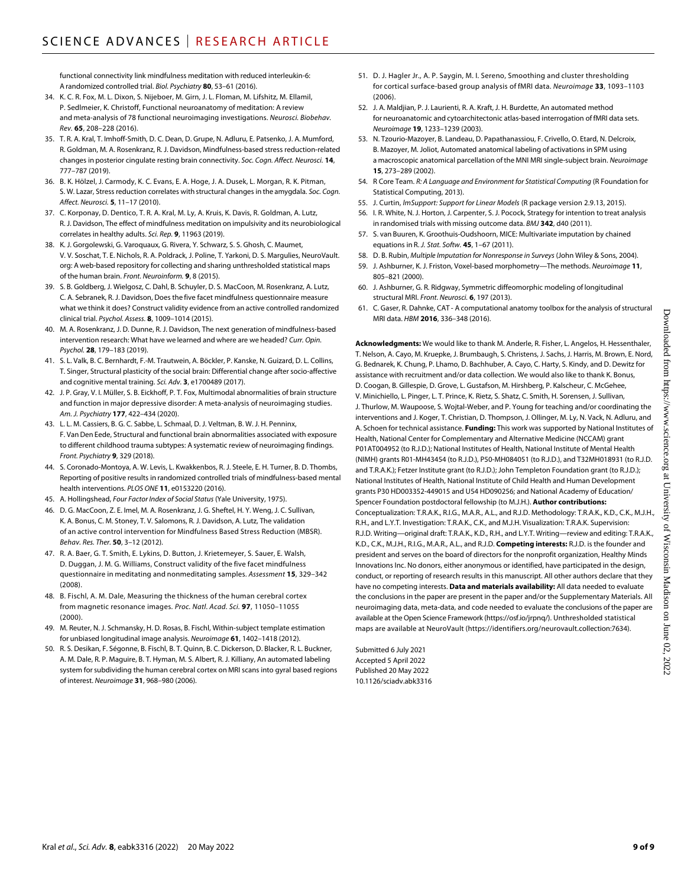functional connectivity link mindfulness meditation with reduced interleukin-6: A randomized controlled trial. *Biol. Psychiatry* **80**, 53–61 (2016).

34. K. C. R. Fox, M. L. Dixon, S. Nijeboer, M. Girn, J. L. Floman, M. Lifshitz, M. Ellamil, P. Sedlmeier, K. Christoff, Functional neuroanatomy of meditation: A review and meta-analysis of 78 functional neuroimaging investigations. *Neurosci. Biobehav. Rev.* **65**, 208–228 (2016).
35. T. R. A. Kral, T. Imhoff-Smith, D. C. Dean, D. Grupe, N. Adluru, E. Patsenko, J. A. Mumford, R. Goldman, M. A. Rosenkranz, R. J. Davidson, Mindfulness-based stress reduction-related changes in posterior cingulate resting brain connectivity. *Soc. Cogn. Affect. Neurosci.* **14**, 777–787 (2019).
36. B. K. Hölzel, J. Carmody, K. C. Evans, E. A. Hoge, J. A. Dusek, L. Morgan, R. K. Pitman, S. W. Lazar, Stress reduction correlates with structural changes in the amygdala. *Soc. Cogn. Affect. Neurosci.* **5**, 11–17 (2010).
37. C. Korponay, D. Dentico, T. R. A. Kral, M. Ly, A. Kruis, K. Davis, R. Goldman, A. Lutz, R. J. Davidson, The effect of mindfulness meditation on impulsivity and its neurobiological correlates in healthy adults. *Sci. Rep.* **9**, 11963 (2019).
38. K. J. Gorgolewski, G. Varoquaux, G. Rivera, Y. Schwarz, S. S. Ghosh, C. Maumet, V. V. Sochat, T. E. Nichols, R. A. Poldrack, J. Poline, T. Yarkoni, D. S. Margulies, NeuroVault.org: A web-based repository for collecting and sharing unthresholded statistical maps of the human brain. *Front. Neuroinform.* **9**, 8 (2015).
39. S. B. Goldberg, J. Wielgosz, C. Dahl, B. Schuyler, D. S. MacCoon, M. Rosenkranz, A. Lutz, C. A. Sebranek, R. J. Davidson, Does the five facet mindfulness questionnaire measure what we think it does? Construct validity evidence from an active controlled randomized clinical trial. *Psychol. Assess.* **8**, 1009–1014 (2015).
40. M. A. Rosenkranz, J. D. Dunne, R. J. Davidson, The next generation of mindfulness-based intervention research: What have we learned and where are we headed? *Curr. Opin. Psychol.* **28**, 179–183 (2019).
41. S. L. Valk, B. C. Bernhardt, F.-M. Trautwein, A. Böckler, P. Kanske, N. Guizard, D. L. Collins, T. Singer, Structural plasticity of the social brain: Differential change after socio-affective and cognitive mental training. *Sci. Adv.* **3**, e1700489 (2017).
42. J. P. Gray, V. I. Müller, S. B. Eickhoff, P. T. Fox, Multimodal abnormalities of brain structure and function in major depressive disorder: A meta-analysis of neuroimaging studies. *Am. J. Psychiatry* **177**, 422–434 (2020).
43. L. L. M. Cassiers, B. G. C. Sabbe, L. Schmaal, D. J. Veltman, B. W. J. H. Penninx, F. Van Den Eede, Structural and functional brain abnormalities associated with exposure to different childhood trauma subtypes: A systematic review of neuroimaging findings. *Front. Psychiatry* **9**, 329 (2018).
44. S. Coronado-Montoya, A. W. Levis, L. Kwakkenbos, R. J. Steele, E. H. Turner, B. D. Thombs, Reporting of positive results in randomized controlled trials of mindfulness-based mental health interventions. *PLOS ONE* **11**, e0153220 (2016).
45. A. Hollingshead, *Four Factor Index of Social Status* (Yale University, 1975).
46. D. G. MacCoon, Z. E. Imel, M. A. Rosenkranz, J. G. Sheftel, H. Y. Weng, J. C. Sullivan, K. A. Bonus, C. M. Stoney, T. V. Salomons, R. J. Davidson, A. Lutz, The validation of an active control intervention for Mindfulness Based Stress Reduction (MBSR). *Behav. Res. Ther.* **50**, 3–12 (2012).
47. R. A. Baer, G. T. Smith, E. Lykins, D. Button, J. Krietemeyer, S. Sauer, E. Walsh, D. Duggan, J. M. G. Williams, Construct validity of the five facet mindfulness questionnaire in meditating and nonmeditating samples. *Assessment* **15**, 329–342 (2008).
48. B. Fischl, A. M. Dale, Measuring the thickness of the human cerebral cortex from magnetic resonance images. *Proc. Natl. Acad. Sci.* **97**, 11050–11055 (2000).
49. M. Reuter, N. J. Schmansky, H. D. Rosas, B. Fischl, Within-subject template estimation for unbiased longitudinal image analysis. *Neuroimage* **61**, 1402–1418 (2012).
50. R. S. Desikan, F. Ségonne, B. Fischl, B. T. Quinn, B. C. Dickerson, D. Blacker, R. L. Buckner, A. M. Dale, R. P. Maguire, B. T. Hyman, M. S. Albert, R. J. Killiany, An automated labeling system for subdividing the human cerebral cortex on MRI scans into gyral based regions of interest. *Neuroimage* **31**, 968–980 (2006).
51. D. J. Hagler Jr., A. P. Saygin, M. I. Sereno, Smoothing and cluster thresholding for cortical surface-based group analysis of fMRI data. *Neuroimage* **33**, 1093–1103 (2006).
52. J. A. Maldjian, P. J. Laurienti, R. A. Kraft, J. H. Burdette, An automated method for neuroanatomic and cytoarchitectonic atlas-based interrogation of fMRI data sets. *Neuroimage* **19**, 1233–1239 (2003).
53. N. Tzourio-Mazoyer, B. Landeau, D. Papathanassiou, F. Crivello, O. Etard, N. Delcroix, B. Mazoyer, M. Joliot, Automated anatomical labeling of activations in SPM using a macroscopic anatomical parcellation of the MNI MRI single-subject brain. *Neuroimage* **15**, 273–289 (2002).
54. R Core Team. *R: A Language and Environment for Statistical Computing* (R Foundation for Statistical Computing, 2013).
55. J. Curtin, *lmSupport: Support for Linear Models* (R package version 2.9.13, 2015).
56. I. R. White, N. J. Horton, J. Carpenter, S. J. Pocock, Strategy for intention to treat analysis in randomised trials with missing outcome data. *BMJ* **342**, d40 (2011).
57. S. van Buuren, K. Groothuis-Oudshoorn, MICE: Multivariate imputation by chained equations in R. *J. Stat. Softw.* **45**, 1–67 (2011).
58. D. B. Rubin, *Multiple Imputation for Nonresponse in Surveys* (John Wiley & Sons, 2004).
59. J. Ashburner, K. J. Friston, Voxel-based morphometry—The methods. *Neuroimage* **11**, 805–821 (2000).
60. J. Ashburner, G. R. Ridgway, Symmetric diffeomorphic modeling of longitudinal structural MRI. *Front. Neurosci.* **6**, 197 (2013).
61. C. Gaser, R. Dahnke, CAT - A computational anatomy toolbox for the analysis of structural MRI data. *HBM* **2016**, 336–348 (2016).

**Acknowledgments:** We would like to thank M. Anderle, R. Fisher, L. Angelos, H. Hessenthaler, T. Nelson, A. Cayo, M. Kruepke, J. Brumbaugh, S. Christens, J. Sachs, J. Harris, M. Brown, E. Nord, G. Bednarek, K. Chung, P. Lhamo, D. Bachhuber, A. Cayo, C. Harty, S. Kindy, and D. Dewitz for assistance with recruitment and/or data collection. We would also like to thank K. Bonus, D. Coogan, B. Gillespie, D. Grove, L. Gustafson, M. Hirshberg, P. Kalscheur, C. McGehee, V. Minichiello, L. Pinger, L. T. Prince, K. Rietz, S. Shatz, C. Smith, H. Sorensen, J. Sullivan, J. Thurlow, M. Waupoose, S. Wojtal-Weber, and P. Young for teaching and/or coordinating the interventions and J. Koger, T. Christian, D. Thompson, J. Ollinger, M. Ly, N. Vack, N. Adluru, and A. Schoen for technical assistance. **Funding:** This work was supported by National Institutes of Health, National Center for Complementary and Alternative Medicine (NCCAM) grant P01AT004952 (to R.J.D.); National Institutes of Health, National Institute of Mental Health (NIMH) grants R01-MH43454 (to R.J.D.), P50-MH084051 (to R.J.D.), and T32MH018931 (to R.J.D. and T.R.A.K.); Fetzer Institute grant (to R.J.D.); John Templeton Foundation grant (to R.J.D.); National Institutes of Health, National Institute of Child Health and Human Development grants P30 HD003352-449015 and U54 HD090256; and National Academy of Education/Spencer Foundation postdoctoral fellowship (to M.J.H.). **Author contributions:** Conceptualization: T.R.A.K., R.I.G., M.A.R., A.L., and R.J.D. Methodology: T.R.A.K., K.D., C.K., M.J.H., R.H., and L.Y.T. Investigation: T.R.A.K., C.K., and M.J.H. Visualization: T.R.A.K. Supervision: R.J.D. Writing—original draft: T.R.A.K., K.D., R.H., and L.Y.T. Writing—review and editing: T.R.A.K., K.D., C.K., M.J.H., R.I.G., M.A.R., A.L., and R.J.D. **Competing interests:** R.J.D. is the founder and president and serves on the board of directors for the nonprofit organization, Healthy Minds Innovations Inc. No donors, either anonymous or identified, have participated in the design, conduct, or reporting of research results in this manuscript. All other authors declare that they have no competing interests. **Data and materials availability:** All data needed to evaluate the conclusions in the paper are present in the paper and/or the Supplementary Materials. All neuroimaging data, meta-data, and code needed to evaluate the conclusions of the paper are available at the Open Science Framework (https://osf.io/jrpnq/). Unthresholded statistical maps are available at NeuroVault (https://identifiers.org/neurovault.collection:7634).

Submitted 6 July 2021
Accepted 5 April 2022
Published 20 May 2022
10.1126/sciadv.abk3316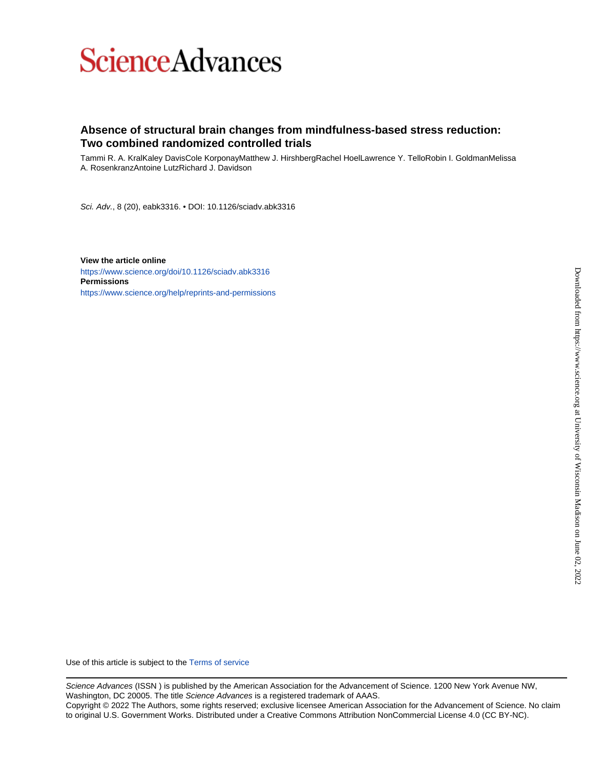# Science Advances

## Absence of structural brain changes from mindfulness-based stress reduction: Two combined randomized controlled trials

Tammi R. A. KralKaley DavisCole KorponayMatthew J. HirshbergRachel HoelLawrence Y. TelloRobin I. GoldmanMelissa A. RosenkranzAntoine LutzRichard J. Davidson

*Sci. Adv.*, 8 (20), eabk3316. • DOI: 10.1126/sciadv.abk3316

**View the article online**
https://www.science.org/doi/10.1126/sciadv.abk3316
**Permissions**
https://www.science.org/help/reprints-and-permissions

Use of this article is subject to the Terms of service

*Science Advances* (ISSN ) is published by the American Association for the Advancement of Science. 1200 New York Avenue NW, Washington, DC 20005. The title *Science Advances* is a registered trademark of AAAS.
Copyright © 2022 The Authors, some rights reserved; exclusive licensee American Association for the Advancement of Science. No claim to original U.S. Government Works. Distributed under a Creative Commons Attribution NonCommercial License 4.0 (CC BY-NC).